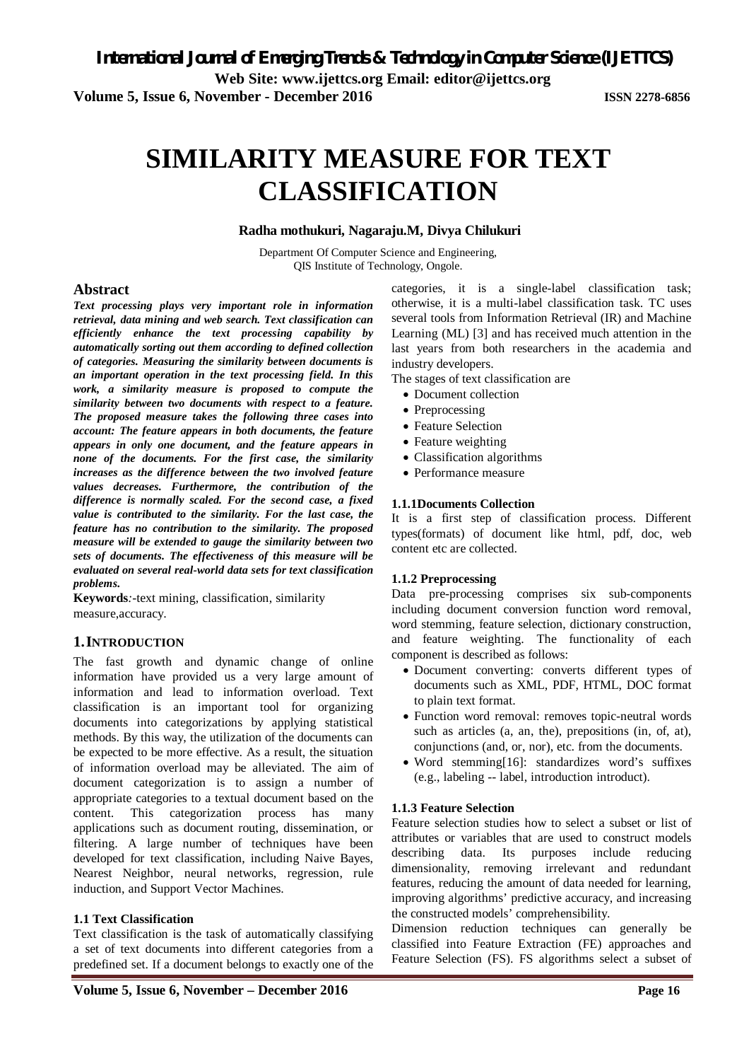# SIMILARITY MEASURE FOR TEXT CLASSIFICATION

**Radha mothukuri, Nagaraju.M, Divya Chilukuri**

Department Of Computer Science and Engineering,
QIS Institute of Technology, Ongole.

## Abstract

***Text processing plays very important role in information retrieval, data mining and web search. Text classification can efficiently enhance the text processing capability by automatically sorting out them according to defined collection of categories. Measuring the similarity between documents is an important operation in the text processing field. In this work, a similarity measure is proposed to compute the similarity between two documents with respect to a feature. The proposed measure takes the following three cases into account: The feature appears in both documents, the feature appears in only one document, and the feature appears in none of the documents. For the first case, the similarity increases as the difference between the two involved feature values decreases. Furthermore, the contribution of the difference is normally scaled. For the second case, a fixed value is contributed to the similarity. For the last case, the feature has no contribution to the similarity. The proposed measure will be extended to gauge the similarity between two sets of documents. The effectiveness of this measure will be evaluated on several real-world data sets for text classification problems.***

**Keywords***:-*text mining, classification, similarity measure,accuracy.

## 1. INTRODUCTION

The fast growth and dynamic change of online information have provided us a very large amount of information and lead to information overload. Text classification is an important tool for organizing documents into categorizations by applying statistical methods. By this way, the utilization of the documents can be expected to be more effective. As a result, the situation of information overload may be alleviated. The aim of document categorization is to assign a number of appropriate categories to a textual document based on the content. This categorization process has many applications such as document routing, dissemination, or filtering. A large number of techniques have been developed for text classification, including Naive Bayes, Nearest Neighbor, neural networks, regression, rule induction, and Support Vector Machines.

### 1.1 Text Classification

Text classification is the task of automatically classifying a set of text documents into different categories from a predefined set. If a document belongs to exactly one of the categories, it is a single-label classification task; otherwise, it is a multi-label classification task. TC uses several tools from Information Retrieval (IR) and Machine Learning (ML) [3] and has received much attention in the last years from both researchers in the academia and industry developers.

The stages of text classification are

- Document collection
- Preprocessing
- Feature Selection
- Feature weighting
- Classification algorithms
- Performance measure

#### 1.1.1Documents Collection

It is a first step of classification process. Different types(formats) of document like html, pdf, doc, web content etc are collected.

#### 1.1.2 Preprocessing

Data pre-processing comprises six sub-components including document conversion function word removal, word stemming, feature selection, dictionary construction, and feature weighting. The functionality of each component is described as follows:

- Document converting: converts different types of documents such as XML, PDF, HTML, DOC format to plain text format.
- Function word removal: removes topic-neutral words such as articles (a, an, the), prepositions (in, of, at), conjunctions (and, or, nor), etc. from the documents.
- Word stemming[16]: standardizes word's suffixes (e.g., labeling -- label, introduction introduct).

#### 1.1.3 Feature Selection

Feature selection studies how to select a subset or list of attributes or variables that are used to construct models describing data. Its purposes include reducing dimensionality, removing irrelevant and redundant features, reducing the amount of data needed for learning, improving algorithms' predictive accuracy, and increasing the constructed models' comprehensibility.

Dimension reduction techniques can generally be classified into Feature Extraction (FE) approaches and Feature Selection (FS). FS algorithms select a subset of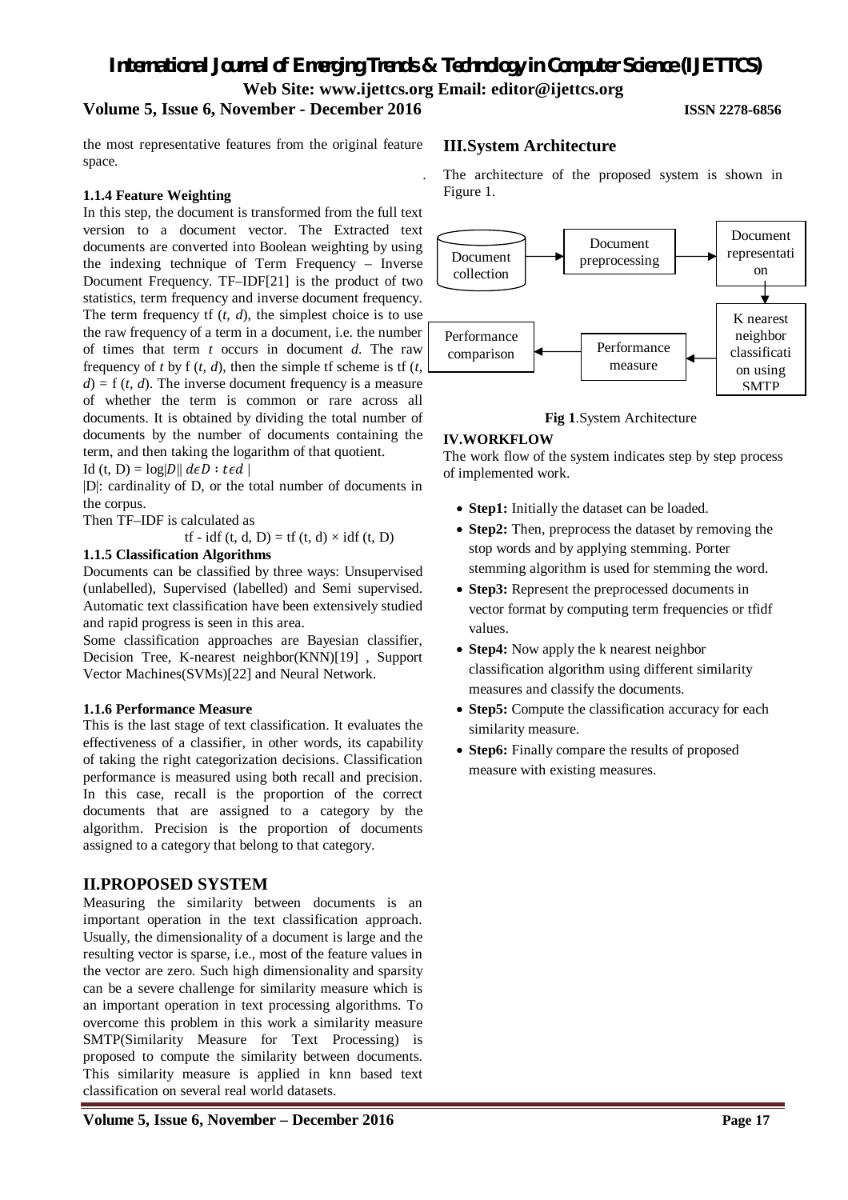the most representative features from the original feature space.

#### 1.1.4 Feature Weighting

In this step, the document is transformed from the full text version to a document vector. The Extracted text documents are converted into Boolean weighting by using the indexing technique of Term Frequency – Inverse Document Frequency. TF–IDF[21] is the product of two statistics, term frequency and inverse document frequency. The term frequency tf ($t$, $d$), the simplest choice is to use the raw frequency of a term in a document, i.e. the number of times that term $t$ occurs in document $d$. The raw frequency of $t$ by f ($t$, $d$), then the simple tf scheme is tf ($t$, $d$) = f ($t$, $d$). The inverse document frequency is a measure of whether the term is common or rare across all documents. It is obtained by dividing the total number of documents by the number of documents containing the term, and then taking the logarithm of that quotient.

Id (t, D) = $\log|D|| \, d\epsilon D : t\epsilon d \, |$

|D|: cardinality of D, or the total number of documents in the corpus.

Then TF–IDF is calculated as

$$\text{tf - idf (t, d, D) = tf (t, d)} \times \text{idf (t, D)}$$

#### 1.1.5 Classification Algorithms

Documents can be classified by three ways: Unsupervised (unlabelled), Supervised (labelled) and Semi supervised. Automatic text classification have been extensively studied and rapid progress is seen in this area.

Some classification approaches are Bayesian classifier, Decision Tree, K-nearest neighbor(KNN)[19] , Support Vector Machines(SVMs)[22] and Neural Network.

#### 1.1.6 Performance Measure

This is the last stage of text classification. It evaluates the effectiveness of a classifier, in other words, its capability of taking the right categorization decisions. Classification performance is measured using both recall and precision. In this case, recall is the proportion of the correct documents that are assigned to a category by the algorithm. Precision is the proportion of documents assigned to a category that belong to that category.

## II.PROPOSED SYSTEM

Measuring the similarity between documents is an important operation in the text classification approach. Usually, the dimensionality of a document is large and the resulting vector is sparse, i.e., most of the feature values in the vector are zero. Such high dimensionality and sparsity can be a severe challenge for similarity measure which is an important operation in text processing algorithms. To overcome this problem in this work a similarity measure SMTP(Similarity Measure for Text Processing) is proposed to compute the similarity between documents. This similarity measure is applied in knn based text classification on several real world datasets.

## III.System Architecture

The architecture of the proposed system is shown in Figure 1.

Document collection → Document preprocessing → Document representation → K nearest neighbor classification using SMTP → Performance measure → Performance comparison

**Fig 1**.System Architecture

### IV.WORKFLOW

The work flow of the system indicates step by step process of implemented work.

- **Step1:** Initially the dataset can be loaded.
- **Step2:** Then, preprocess the dataset by removing the stop words and by applying stemming. Porter stemming algorithm is used for stemming the word.
- **Step3:** Represent the preprocessed documents in vector format by computing term frequencies or tfidf values.
- **Step4:** Now apply the k nearest neighbor classification algorithm using different similarity measures and classify the documents.
- **Step5:** Compute the classification accuracy for each similarity measure.
- **Step6:** Finally compare the results of proposed measure with existing measures.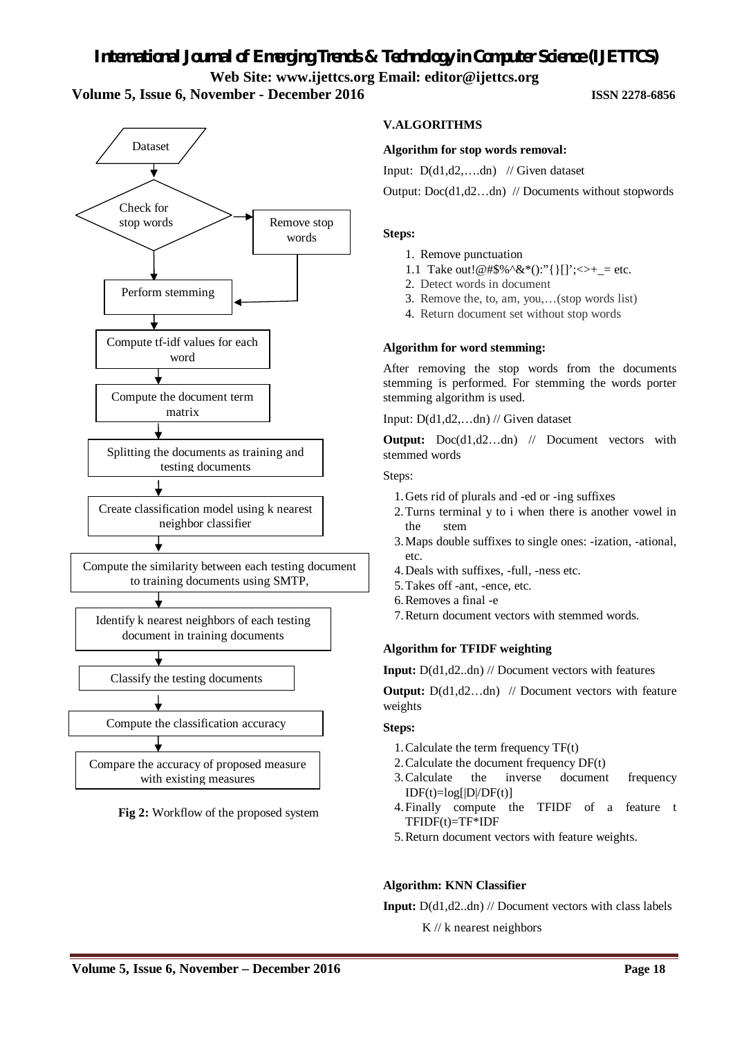Dataset

Check for stop words → Remove stop words

Perform stemming

Compute tf-idf values for each word

Compute the document term matrix

Splitting the documents as training and testing documents

Create classification model using k nearest neighbor classifier

Compute the similarity between each testing document to training documents using SMTP,

Identify k nearest neighbors of each testing document in training documents

Classify the testing documents

Compute the classification accuracy

Compare the accuracy of proposed measure with existing measures

**Fig 2:** Workflow of the proposed system

## V.ALGORITHMS

**Algorithm for stop words removal:**

Input: D(d1,d2,….dn) // Given dataset

Output: Doc(d1,d2…dn) // Documents without stopwords

**Steps:**

1. Remove punctuation
   1.1 Take out!@#$%^&*():"{}[]';<>+_= etc.
2. Detect words in document
3. Remove the, to, am, you,…(stop words list)
4. Return document set without stop words

**Algorithm for word stemming:**

After removing the stop words from the documents stemming is performed. For stemming the words porter stemming algorithm is used.

Input: D(d1,d2,…dn) // Given dataset

**Output:** Doc(d1,d2…dn) // Document vectors with stemmed words

Steps:

1. Gets rid of plurals and -ed or -ing suffixes
2. Turns terminal y to i when there is another vowel in the stem
3. Maps double suffixes to single ones: -ization, -ational, etc.
4. Deals with suffixes, -full, -ness etc.
5. Takes off -ant, -ence, etc.
6. Removes a final -e
7. Return document vectors with stemmed words.

**Algorithm for TFIDF weighting**

**Input:** D(d1,d2..dn) // Document vectors with features

**Output:** D(d1,d2…dn) // Document vectors with feature weights

**Steps:**

1. Calculate the term frequency TF(t)
2. Calculate the document frequency DF(t)
3. Calculate the inverse document frequency IDF(t)=log[|D|/DF(t)]
4. Finally compute the TFIDF of a feature t TFIDF(t)=TF*IDF
5. Return document vectors with feature weights.

**Algorithm: KNN Classifier**

**Input:** D(d1,d2..dn) // Document vectors with class labels

K // k nearest neighbors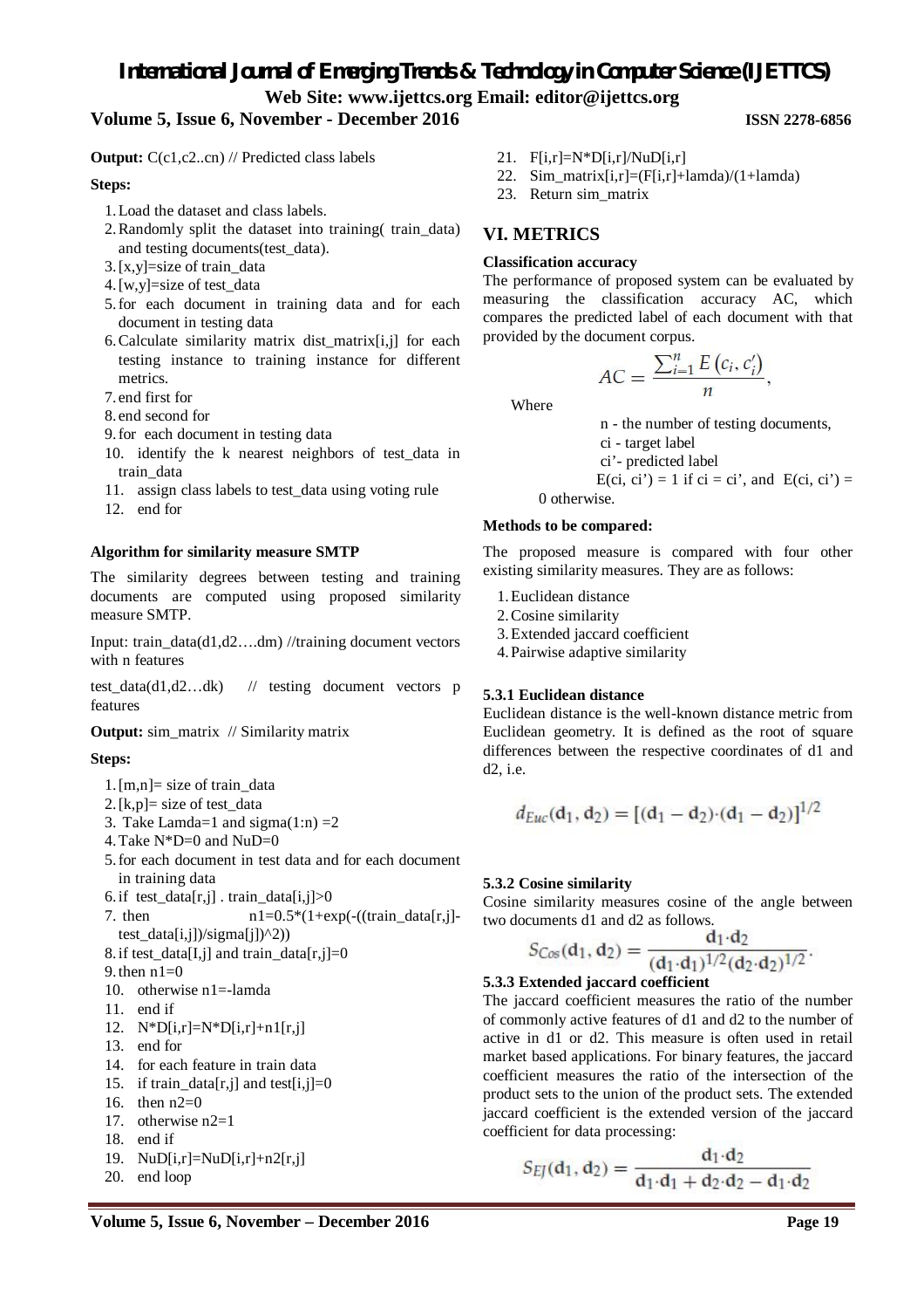**Output:** C(c1,c2..cn) // Predicted class labels

**Steps:**

1. Load the dataset and class labels.
2. Randomly split the dataset into training( train_data) and testing documents(test_data).
3. [x,y]=size of train_data
4. [w,y]=size of test_data
5. for each document in training data and for each document in testing data
6. Calculate similarity matrix dist_matrix[i,j] for each testing instance to training instance for different metrics.
7. end first for
8. end second for
9. for each document in testing data
10. identify the k nearest neighbors of test_data in train_data
11. assign class labels to test_data using voting rule
12. end for

**Algorithm for similarity measure SMTP**

The similarity degrees between testing and training documents are computed using proposed similarity measure SMTP.

Input: train_data(d1,d2….dm) //training document vectors with n features

test_data(d1,d2…dk) // testing document vectors p features

**Output:** sim_matrix // Similarity matrix

**Steps:**

1. [m,n]= size of train_data
2. [k,p]= size of test_data
3. Take Lamda=1 and sigma(1:n) =2
4. Take N*D=0 and NuD=0
5. for each document in test data and for each document in training data
6. if test_data[r,j] . train_data[i,j]>0
7. then n1=0.5*(1+exp(-((train_data[r,j]-test_data[i,j])/sigma[j])^2))
8. if test_data[I,j] and train_data[r,j]=0
9. then n1=0
10. otherwise n1=-lamda
11. end if
12. N*D[i,r]=N*D[i,r]+n1[r,j]
13. end for
14. for each feature in train data
15. if train_data[r,j] and test[i,j]=0
16. then n2=0
17. otherwise n2=1
18. end if
19. NuD[i,r]=NuD[i,r]+n2[r,j]
20. end loop
21. F[i,r]=N*D[i,r]/NuD[i,r]
22. Sim_matrix[i,r]=(F[i,r]+lamda)/(1+lamda)
23. Return sim_matrix

## VI. METRICS

**Classification accuracy**

The performance of proposed system can be evaluated by measuring the classification accuracy AC, which compares the predicted label of each document with that provided by the document corpus.

$$AC = \frac{\sum_{i=1}^{n} E\left(c_i, c_i'\right)}{n},$$

Where

n - the number of testing documents,

ci - target label

ci'- predicted label

E(ci, ci') = 1 if ci = ci', and E(ci, ci') = 0 otherwise.

**Methods to be compared:**

The proposed measure is compared with four other existing similarity measures. They are as follows:

1. Euclidean distance
2. Cosine similarity
3. Extended jaccard coefficient
4. Pairwise adaptive similarity

**5.3.1 Euclidean distance**

Euclidean distance is the well-known distance metric from Euclidean geometry. It is defined as the root of square differences between the respective coordinates of d1 and d2, i.e.

$$d_{Euc}(\mathbf{d}_1, \mathbf{d}_2) = [(\mathbf{d}_1 - \mathbf{d}_2)\cdot(\mathbf{d}_1 - \mathbf{d}_2)]^{1/2}$$

**5.3.2 Cosine similarity**

Cosine similarity measures cosine of the angle between two documents d1 and d2 as follows.

$$S_{Cos}(\mathbf{d}_1, \mathbf{d}_2) = \frac{\mathbf{d}_1\cdot\mathbf{d}_2}{(\mathbf{d}_1\cdot\mathbf{d}_1)^{1/2}(\mathbf{d}_2\cdot\mathbf{d}_2)^{1/2}}.$$

**5.3.3 Extended jaccard coefficient**

The jaccard coefficient measures the ratio of the number of commonly active features of d1 and d2 to the number of active in d1 or d2. This measure is often used in retail market based applications. For binary features, the jaccard coefficient measures the ratio of the intersection of the product sets to the union of the product sets. The extended jaccard coefficient is the extended version of the jaccard coefficient for data processing:

$$S_{EJ}(\mathbf{d}_1, \mathbf{d}_2) = \frac{\mathbf{d}_1\cdot\mathbf{d}_2}{\mathbf{d}_1\cdot\mathbf{d}_1 + \mathbf{d}_2\cdot\mathbf{d}_2 - \mathbf{d}_1\cdot\mathbf{d}_2}$$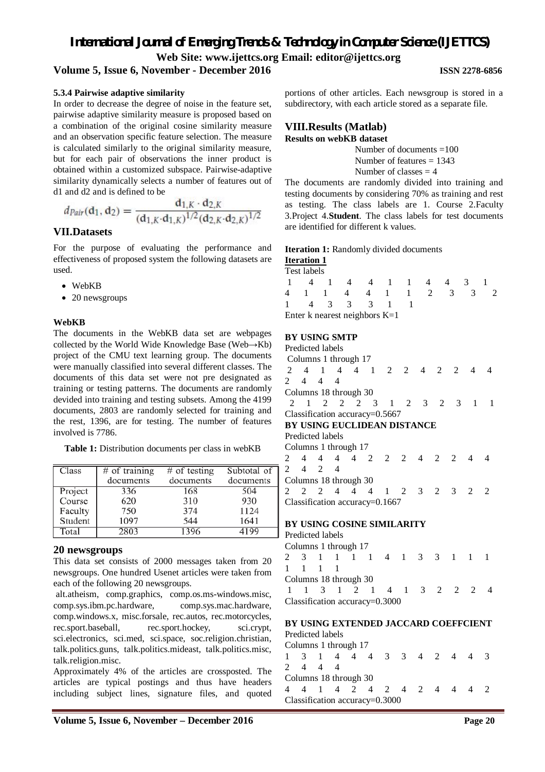#### 5.3.4 Pairwise adaptive similarity

In order to decrease the degree of noise in the feature set, pairwise adaptive similarity measure is proposed based on a combination of the original cosine similarity measure and an observation specific feature selection. The measure is calculated similarly to the original similarity measure, but for each pair of observations the inner product is obtained within a customized subspace. Pairwise-adaptive similarity dynamically selects a number of features out of d1 and d2 and is defined to be

$$d_{Pair}(\mathbf{d}_1, \mathbf{d}_2) = \frac{\mathbf{d}_{1,K} \cdot \mathbf{d}_{2,K}}{(\mathbf{d}_{1,K} \cdot \mathbf{d}_{1,K})^{1/2} (\mathbf{d}_{2,K} \cdot \mathbf{d}_{2,K})^{1/2}}$$

## VII.Datasets

For the purpose of evaluating the performance and effectiveness of proposed system the following datasets are used.

- WebKB
- 20 newsgroups

#### WebKB

The documents in the WebKB data set are webpages collected by the World Wide Knowledge Base (Web→Kb) project of the CMU text learning group. The documents were manually classified into several different classes. The documents of this data set were not pre designated as training or testing patterns. The documents are randomly devided into training and testing subsets. Among the 4199 documents, 2803 are randomly selected for training and the rest, 1396, are for testing. The number of features involved is 7786.

**Table 1:** Distribution documents per class in webKB

| Class | # of training documents | # of testing documents | Subtotal of documents |
|---|---|---|---|
| Project | 336 | 168 | 504 |
| Course | 620 | 310 | 930 |
| Faculty | 750 | 374 | 1124 |
| Student | 1097 | 544 | 1641 |
| Total | 2803 | 1396 | 4199 |

#### 20 newsgroups

This data set consists of 2000 messages taken from 20 newsgroups. One hundred Usenet articles were taken from each of the following 20 newsgroups.

alt.atheism, comp.graphics, comp.os.ms-windows.misc, comp.sys.ibm.pc.hardware, comp.sys.mac.hardware, comp.windows.x, misc.forsale, rec.autos, rec.motorcycles, rec.sport.baseball, rec.sport.hockey, sci.crypt, sci.electronics, sci.med, sci.space, soc.religion.christian, talk.politics.guns, talk.politics.mideast, talk.politics.misc, talk.religion.misc.

Approximately 4% of the articles are crossposted. The articles are typical postings and thus have headers including subject lines, signature files, and quoted portions of other articles. Each newsgroup is stored in a subdirectory, with each article stored as a separate file.

## VIII.Results (Matlab)

**Results on webKB dataset**

Number of documents =100
Number of features = 1343
Number of classes = 4

The documents are randomly divided into training and testing documents by considering 70% as training and rest as testing. The class labels are 1. Course 2.Faculty 3.Project 4.**Student**. The class labels for test documents are identified for different k values.

**Iteration 1:** Randomly divided documents

**<u>Iteration 1</u>**

Test labels

1 4 1 4 4 1 1 4 4 3 1
4 1 1 4 4 1 1 2 3 3 2
1 4 3 3 3 1 1

Enter k nearest neighbors K=1

**BY USING SMTP**

Predicted labels

Columns 1 through 17

2 4 1 4 4 1 2 2 4 2 2 4 4
2 4 4 4

Columns 18 through 30

2 1 2 2 2 3 1 2 3 2 3 1 1

Classification accuracy=0.5667

**BY USING EUCLIDEAN DISTANCE**

Predicted labels

Columns 1 through 17

2 4 4 4 4 2 2 2 4 2 2 4 4
2 4 2 4

Columns 18 through 30

2 2 2 4 4 1 2 3 2 3 2 2

Classification accuracy=0.1667

**BY USING COSINE SIMILARITY**

Predicted labels

Columns 1 through 17

2 3 1 1 1 1 4 1 3 3 1 1 1
1 1 1 1

Columns 18 through 30

1 1 3 1 2 1 4 1 3 2 2 2 4

Classification accuracy=0.3000

**BY USING EXTENDED JACCARD COEFFCIENT**

Predicted labels

Columns 1 through 17

1 3 1 4 4 4 3 3 4 2 4 4 3
2 4 4 4

Columns 18 through 30

4 4 1 4 2 4 2 4 2 4 4 4 2

Classification accuracy=0.3000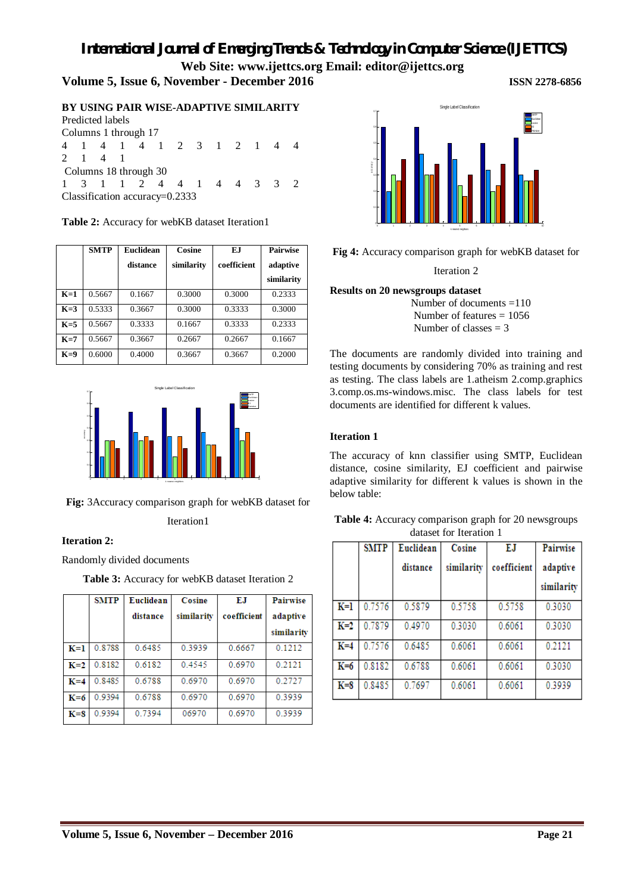**BY USING PAIR WISE-ADAPTIVE SIMILARITY**

Predicted labels

Columns 1 through 17

4 1 4 1 4 1 2 3 1 2 1 4 4 2 1 4 1

Columns 18 through 30

1 3 1 1 2 4 4 1 4 4 3 3 2

Classification accuracy=0.2333

**Table 2:** Accuracy for webKB dataset Iteration1

| | SMTP | Euclidean distance | Cosine similarity | EJ coefficient | Pairwise adaptive similarity |
|---|---|---|---|---|---|
| K=1 | 0.5667 | 0.1667 | 0.3000 | 0.3000 | 0.2333 |
| K=3 | 0.5333 | 0.3667 | 0.3000 | 0.3333 | 0.3000 |
| K=5 | 0.5667 | 0.3333 | 0.1667 | 0.3333 | 0.2333 |
| K=7 | 0.5667 | 0.3667 | 0.2667 | 0.2667 | 0.1667 |
| K=9 | 0.6000 | 0.4000 | 0.3667 | 0.3667 | 0.2000 |

**Fig:** 3Accuracy comparison graph for webKB dataset for Iteration1

**Iteration 2:**

Randomly divided documents

**Table 3:** Accuracy for webKB dataset Iteration 2

| | SMTP | Euclidean distance | Cosine similarity | EJ coefficient | Pairwise adaptive similarity |
|---|---|---|---|---|---|
| K=1 | 0.8788 | 0.6485 | 0.3939 | 0.6667 | 0.1212 |
| K=2 | 0.8182 | 0.6182 | 0.4545 | 0.6970 | 0.2121 |
| K=4 | 0.8485 | 0.6788 | 0.6970 | 0.6970 | 0.2727 |
| K=6 | 0.9394 | 0.6788 | 0.6970 | 0.6970 | 0.3939 |
| K=8 | 0.9394 | 0.7394 | 06970 | 0.6970 | 0.3939 |

**Fig 4:** Accuracy comparison graph for webKB dataset for Iteration 2

**Results on 20 newsgroups dataset**

Number of documents =110

Number of features = 1056

Number of classes = 3

The documents are randomly divided into training and testing documents by considering 70% as training and rest as testing. The class labels are 1.atheism 2.comp.graphics 3.comp.os.ms-windows.misc. The class labels for test documents are identified for different k values.

**Iteration 1**

The accuracy of knn classifier using SMTP, Euclidean distance, cosine similarity, EJ coefficient and pairwise adaptive similarity for different k values is shown in the below table:

**Table 4:** Accuracy comparison graph for 20 newsgroups dataset for Iteration 1

| | SMTP | Euclidean distance | Cosine similarity | EJ coefficient | Pairwise adaptive similarity |
|---|---|---|---|---|---|
| K=1 | 0.7576 | 0.5879 | 0.5758 | 0.5758 | 0.3030 |
| K=2 | 0.7879 | 0.4970 | 0.3030 | 0.6061 | 0.3030 |
| K=4 | 0.7576 | 0.6485 | 0.6061 | 0.6061 | 0.2121 |
| K=6 | 0.8182 | 0.6788 | 0.6061 | 0.6061 | 0.3030 |
| K=8 | 0.8485 | 0.7697 | 0.6061 | 0.6061 | 0.3939 |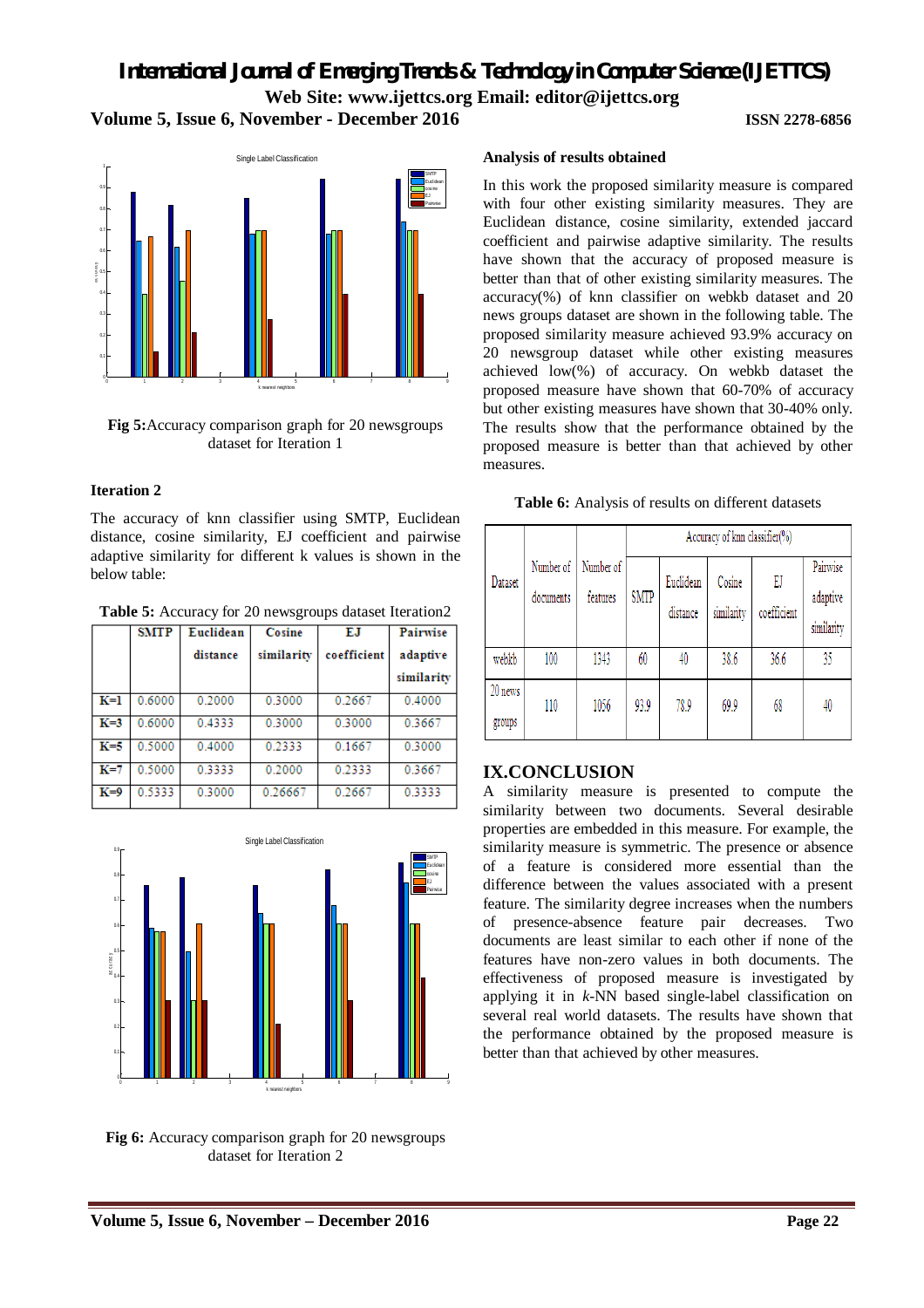Fig 5: Accuracy comparison graph for 20 newsgroups dataset for Iteration 1

### Iteration 2

The accuracy of knn classifier using SMTP, Euclidean distance, cosine similarity, EJ coefficient and pairwise adaptive similarity for different k values is shown in the below table:

**Table 5:** Accuracy for 20 newsgroups dataset Iteration2

| | SMTP | Euclidean distance | Cosine similarity | EJ coefficient | Pairwise adaptive similarity |
|---|---|---|---|---|---|
| K=1 | 0.6000 | 0.2000 | 0.3000 | 0.2667 | 0.4000 |
| K=3 | 0.6000 | 0.4333 | 0.3000 | 0.3000 | 0.3667 |
| K=5 | 0.5000 | 0.4000 | 0.2333 | 0.1667 | 0.3000 |
| K=7 | 0.5000 | 0.3333 | 0.2000 | 0.2333 | 0.3667 |
| K=9 | 0.5333 | 0.3000 | 0.26667 | 0.2667 | 0.3333 |

Fig 6: Accuracy comparison graph for 20 newsgroups dataset for Iteration 2

**Analysis of results obtained**

In this work the proposed similarity measure is compared with four other existing similarity measures. They are Euclidean distance, cosine similarity, extended jaccard coefficient and pairwise adaptive similarity. The results have shown that the accuracy of proposed measure is better than that of other existing similarity measures. The accuracy(%) of knn classifier on webkb dataset and 20 news groups dataset are shown in the following table. The proposed similarity measure achieved 93.9% accuracy on 20 newsgroup dataset while other existing measures achieved low(%) of accuracy. On webkb dataset the proposed measure have shown that 60-70% of accuracy but other existing measures have shown that 30-40% only. The results show that the performance obtained by the proposed measure is better than that achieved by other measures.

**Table 6:** Analysis of results on different datasets

| Dataset | Number of documents | Number of features | Accuracy of knn classifier(%) | | | | |
|---|---|---|---|---|---|---|---|
| | | | SMTP | Euclidean distance | Cosine similarity | EJ coefficient | Pairwise adaptive similarity |
| webkb | 100 | 1343 | 60 | 40 | 38.6 | 36.6 | 35 |
| 20 news groups | 110 | 1056 | 93.9 | 78.9 | 69.9 | 68 | 40 |

## IX.CONCLUSION

A similarity measure is presented to compute the similarity between two documents. Several desirable properties are embedded in this measure. For example, the similarity measure is symmetric. The presence or absence of a feature is considered more essential than the difference between the values associated with a present feature. The similarity degree increases when the numbers of presence-absence feature pair decreases. Two documents are least similar to each other if none of the features have non-zero values in both documents. The effectiveness of proposed measure is investigated by applying it in *k*-NN based single-label classification on several real world datasets. The results have shown that the performance obtained by the proposed measure is better than that achieved by other measures.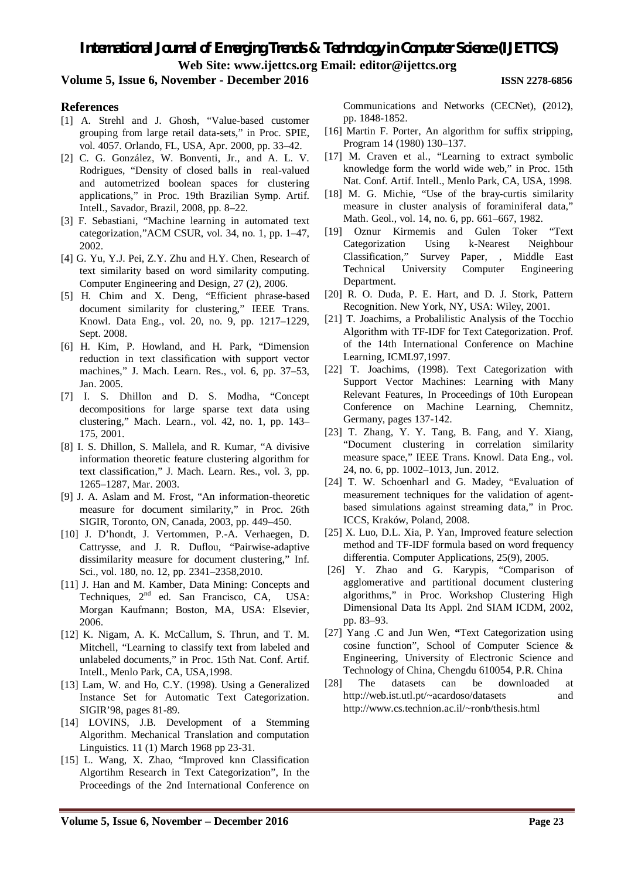## References

[1] A. Strehl and J. Ghosh, "Value-based customer grouping from large retail data-sets," in Proc. SPIE, vol. 4057. Orlando, FL, USA, Apr. 2000, pp. 33–42.

[2] C. G. González, W. Bonventi, Jr., and A. L. V. Rodrigues, "Density of closed balls in real-valued and autometrized boolean spaces for clustering applications," in Proc. 19th Brazilian Symp. Artif. Intell., Savador, Brazil, 2008, pp. 8–22.

[3] F. Sebastiani, "Machine learning in automated text categorization,"ACM CSUR, vol. 34, no. 1, pp. 1–47, 2002.

[4] G. Yu, Y.J. Pei, Z.Y. Zhu and H.Y. Chen, Research of text similarity based on word similarity computing. Computer Engineering and Design, 27 (2), 2006.

[5] H. Chim and X. Deng, "Efficient phrase-based document similarity for clustering," IEEE Trans. Knowl. Data Eng., vol. 20, no. 9, pp. 1217–1229, Sept. 2008.

[6] H. Kim, P. Howland, and H. Park, "Dimension reduction in text classification with support vector machines," J. Mach. Learn. Res., vol. 6, pp. 37–53, Jan. 2005.

[7] I. S. Dhillon and D. S. Modha, "Concept decompositions for large sparse text data using clustering," Mach. Learn., vol. 42, no. 1, pp. 143–175, 2001.

[8] I. S. Dhillon, S. Mallela, and R. Kumar, "A divisive information theoretic feature clustering algorithm for text classification," J. Mach. Learn. Res., vol. 3, pp. 1265–1287, Mar. 2003.

[9] J. A. Aslam and M. Frost, "An information-theoretic measure for document similarity," in Proc. 26th SIGIR, Toronto, ON, Canada, 2003, pp. 449–450.

[10] J. D'hondt, J. Vertommen, P.-A. Verhaegen, D. Cattrysse, and J. R. Duflou, "Pairwise-adaptive dissimilarity measure for document clustering," Inf. Sci., vol. 180, no. 12, pp. 2341–2358,2010.

[11] J. Han and M. Kamber, Data Mining: Concepts and Techniques, 2nd ed. San Francisco, CA, USA: Morgan Kaufmann; Boston, MA, USA: Elsevier, 2006.

[12] K. Nigam, A. K. McCallum, S. Thrun, and T. M. Mitchell, "Learning to classify text from labeled and unlabeled documents," in Proc. 15th Nat. Conf. Artif. Intell., Menlo Park, CA, USA,1998.

[13] Lam, W. and Ho, C.Y. (1998). Using a Generalized Instance Set for Automatic Text Categorization. SIGIR'98, pages 81-89.

[14] LOVINS, J.B. Development of a Stemming Algorithm. Mechanical Translation and computation Linguistics. 11 (1) March 1968 pp 23-31.

[15] L. Wang, X. Zhao, "Improved knn Classification Algortihm Research in Text Categorization", In the Proceedings of the 2nd International Conference on Communications and Networks (CECNet), **(**2012**)**, pp. 1848-1852.

[16] Martin F. Porter, An algorithm for suffix stripping, Program 14 (1980) 130–137.

[17] M. Craven et al., "Learning to extract symbolic knowledge form the world wide web," in Proc. 15th Nat. Conf. Artif. Intell., Menlo Park, CA, USA, 1998.

[18] M. G. Michie, "Use of the bray-curtis similarity measure in cluster analysis of foraminiferal data," Math. Geol., vol. 14, no. 6, pp. 661–667, 1982.

[19] Oznur Kirmemis and Gulen Toker "Text Categorization Using k-Nearest Neighbour Classification," Survey Paper, , Middle East Technical University Computer Engineering Department.

[20] R. O. Duda, P. E. Hart, and D. J. Stork, Pattern Recognition. New York, NY, USA: Wiley, 2001.

[21] T. Joachims, a Probalilistic Analysis of the Tocchio Algorithm with TF-IDF for Text Categorization. Prof. of the 14th International Conference on Machine Learning, ICML97,1997.

[22] T. Joachims, (1998). Text Categorization with Support Vector Machines: Learning with Many Relevant Features, In Proceedings of 10th European Conference on Machine Learning, Chemnitz, Germany, pages 137-142.

[23] T. Zhang, Y. Y. Tang, B. Fang, and Y. Xiang, "Document clustering in correlation similarity measure space," IEEE Trans. Knowl. Data Eng., vol. 24, no. 6, pp. 1002–1013, Jun. 2012.

[24] T. W. Schoenharl and G. Madey, "Evaluation of measurement techniques for the validation of agent-based simulations against streaming data," in Proc. ICCS, Kraków, Poland, 2008.

[25] X. Luo, D.L. Xia, P. Yan, Improved feature selection method and TF-IDF formula based on word frequency differentia. Computer Applications, 25(9), 2005.

[26] Y. Zhao and G. Karypis, "Comparison of agglomerative and partitional document clustering algorithms," in Proc. Workshop Clustering High Dimensional Data Its Appl. 2nd SIAM ICDM, 2002, pp. 83–93.

[27] Yang .C and Jun Wen, **"**Text Categorization using cosine function", School of Computer Science & Engineering, University of Electronic Science and Technology of China, Chengdu 610054, P.R. China

[28] The datasets can be downloaded at http://web.ist.utl.pt/~acardoso/datasets and http://www.cs.technion.ac.il/~ronb/thesis.html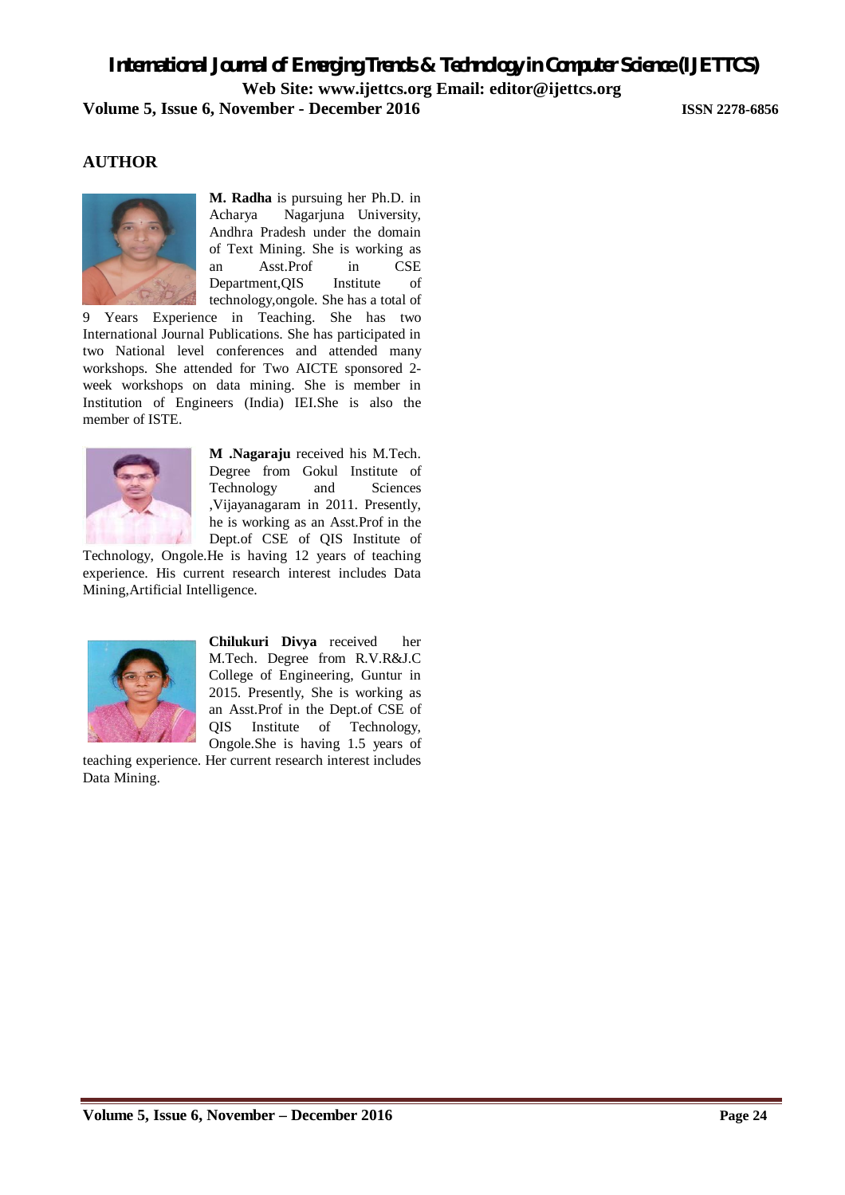## AUTHOR

**M. Radha** is pursuing her Ph.D. in Acharya Nagarjuna University, Andhra Pradesh under the domain of Text Mining. She is working as an Asst.Prof in CSE Department,QIS Institute of technology,ongole. She has a total of 9 Years Experience in Teaching. She has two International Journal Publications. She has participated in two National level conferences and attended many workshops. She attended for Two AICTE sponsored 2-week workshops on data mining. She is member in Institution of Engineers (India) IEI.She is also the member of ISTE.

**M .Nagaraju** received his M.Tech. Degree from Gokul Institute of Technology and Sciences ,Vijayanagaram in 2011. Presently, he is working as an Asst.Prof in the Dept.of CSE of QIS Institute of Technology, Ongole.He is having 12 years of teaching experience. His current research interest includes Data Mining,Artificial Intelligence.

**Chilukuri Divya** received her M.Tech. Degree from R.V.R&J.C College of Engineering, Guntur in 2015. Presently, She is working as an Asst.Prof in the Dept.of CSE of QIS Institute of Technology, Ongole.She is having 1.5 years of teaching experience. Her current research interest includes Data Mining.